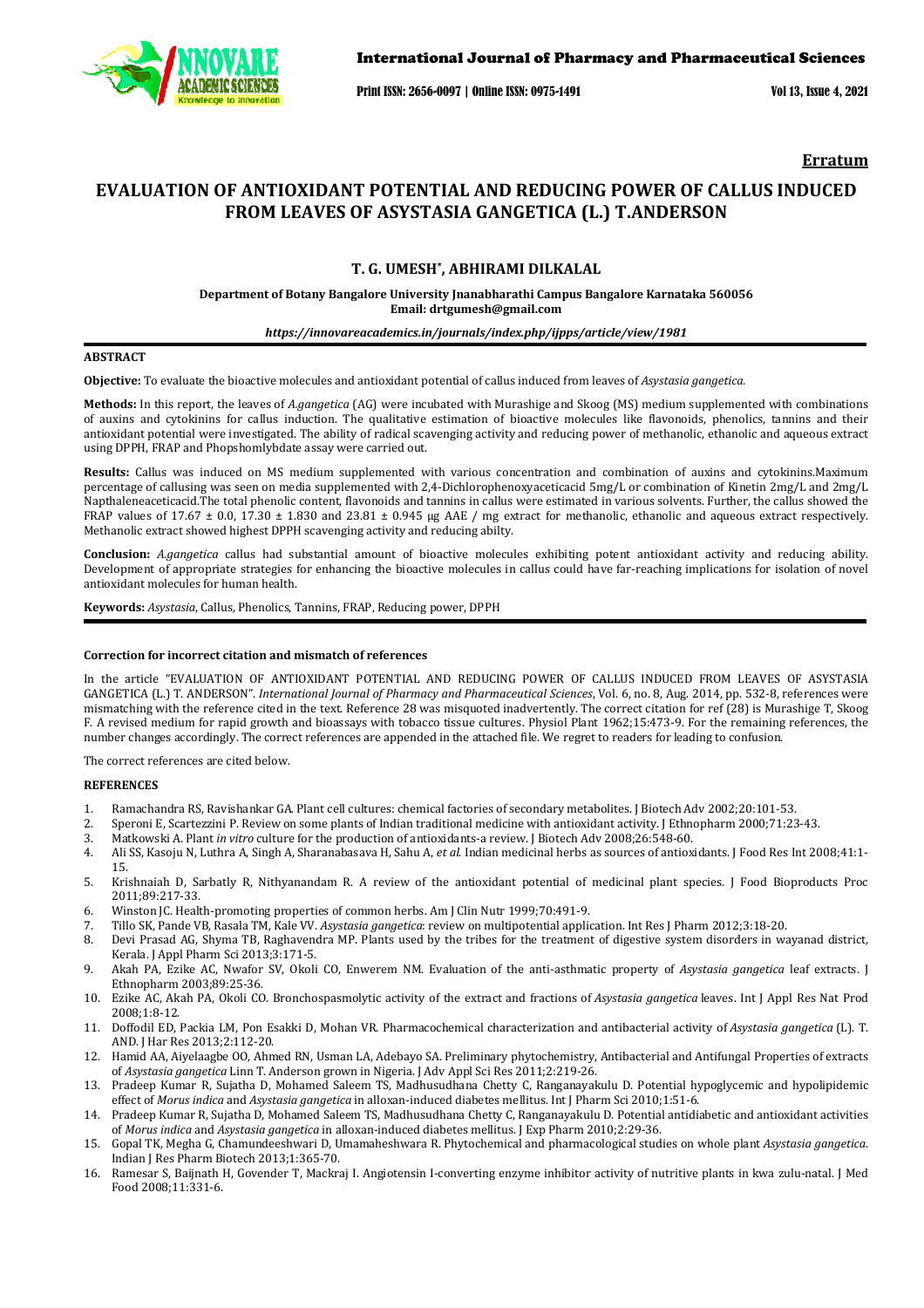**Erratum**

# EVALUATION OF ANTIOXIDANT POTENTIAL AND REDUCING POWER OF CALLUS INDUCED FROM LEAVES OF ASYSTASIA GANGETICA (L.) T.ANDERSON

## T. G. UMESH*, ABHIRAMI DILKALAL

**Department of Botany Bangalore University Jnanabharathi Campus Bangalore Karnataka 560056**
**Email: drtgumesh@gmail.com**

***https://innovareacademics.in/journals/index.php/ijpps/article/view/1981***

### ABSTRACT

**Objective:** To evaluate the bioactive molecules and antioxidant potential of callus induced from leaves of *Asystasia gangetica*.

**Methods:** In this report, the leaves of *A.gangetica* (AG) were incubated with Murashige and Skoog (MS) medium supplemented with combinations of auxins and cytokinins for callus induction. The qualitative estimation of bioactive molecules like flavonoids, phenolics, tannins and their antioxidant potential were investigated. The ability of radical scavenging activity and reducing power of methanolic, ethanolic and aqueous extract using DPPH, FRAP and Phopshomlybdate assay were carried out.

**Results:** Callus was induced on MS medium supplemented with various concentration and combination of auxins and cytokinins.Maximum percentage of callusing was seen on media supplemented with 2,4-Dichlorophenoxyaceticacid 5mg/L or combination of Kinetin 2mg/L and 2mg/L Napthaleneaceticacid.The total phenolic content, flavonoids and tannins in callus were estimated in various solvents. Further, the callus showed the FRAP values of 17.67 ± 0.0, 17.30 ± 1.830 and 23.81 ± 0.945 μg AAE / mg extract for methanolic, ethanolic and aqueous extract respectively. Methanolic extract showed highest DPPH scavenging activity and reducing abilty.

**Conclusion:** *A.gangetica* callus had substantial amount of bioactive molecules exhibiting potent antioxidant activity and reducing ability. Development of appropriate strategies for enhancing the bioactive molecules in callus could have far-reaching implications for isolation of novel antioxidant molecules for human health.

**Keywords:** *Asystasia*, Callus, Phenolics, Tannins, FRAP, Reducing power, DPPH

#### Correction for incorrect citation and mismatch of references

In the article "EVALUATION OF ANTIOXIDANT POTENTIAL AND REDUCING POWER OF CALLUS INDUCED FROM LEAVES OF ASYSTASIA GANGETICA (L.) T. ANDERSON". *International Journal of Pharmacy and Pharmaceutical Sciences*, Vol. 6, no. 8, Aug. 2014, pp. 532-8, references were mismatching with the reference cited in the text. Reference 28 was misquoted inadvertently. The correct citation for ref (28) is Murashige T, Skoog F. A revised medium for rapid growth and bioassays with tobacco tissue cultures. Physiol Plant 1962;15:473-9. For the remaining references, the number changes accordingly. The correct references are appended in the attached file. We regret to readers for leading to confusion.

The correct references are cited below.

#### REFERENCES

1. Ramachandra RS, Ravishankar GA. Plant cell cultures: chemical factories of secondary metabolites. J Biotech Adv 2002;20:101-53.
2. Speroni E, Scartezzini P. Review on some plants of Indian traditional medicine with antioxidant activity. J Ethnopharm 2000;71:23-43.
3. Matkowski A. Plant *in vitro* culture for the production of antioxidants-a review. J Biotech Adv 2008;26:548-60.
4. Ali SS, Kasoju N, Luthra A, Singh A, Sharanabasava H, Sahu A, *et al.* Indian medicinal herbs as sources of antioxidants. J Food Res Int 2008;41:1-15.
5. Krishnaiah D, Sarbatly R, Nithyanandam R. A review of the antioxidant potential of medicinal plant species. J Food Bioproducts Proc 2011;89:217-33.
6. Winston JC. Health-promoting properties of common herbs. Am J Clin Nutr 1999;70:491-9.
7. Tillo SK, Pande VB, Rasala TM, Kale VV. *Asystasia gangetica*: review on multipotential application. Int Res J Pharm 2012;3:18-20.
8. Devi Prasad AG, Shyma TB, Raghavendra MP. Plants used by the tribes for the treatment of digestive system disorders in wayanad district, Kerala. J Appl Pharm Sci 2013;3:171-5.
9. Akah PA, Ezike AC, Nwafor SV, Okoli CO, Enwerem NM. Evaluation of the anti-asthmatic property of *Asystasia gangetica* leaf extracts. J Ethnopharm 2003;89:25-36.
10. Ezike AC, Akah PA, Okoli CO. Bronchospasmolytic activity of the extract and fractions of *Asystasia gangetica* leaves. Int J Appl Res Nat Prod 2008;1:8-12.
11. Doffodil ED, Packia LM, Pon Esakki D, Mohan VR. Pharmacochemical characterization and antibacterial activity of *Asystasia gangetica* (L). T. AND. J Har Res 2013;2:112-20.
12. Hamid AA, Aiyelaagbe OO, Ahmed RN, Usman LA, Adebayo SA. Preliminary phytochemistry, Antibacterial and Antifungal Properties of extracts of *Asystasia gangetica* Linn T. Anderson grown in Nigeria. J Adv Appl Sci Res 2011;2:219-26.
13. Pradeep Kumar R, Sujatha D, Mohamed Saleem TS, Madhusudhana Chetty C, Ranganayakulu D. Potential hypoglycemic and hypolipidemic effect of *Morus indica* and *Asystasia gangetica* in alloxan-induced diabetes mellitus. Int J Pharm Sci 2010;1:51-6.
14. Pradeep Kumar R, Sujatha D, Mohamed Saleem TS, Madhusudhana Chetty C, Ranganayakulu D. Potential antidiabetic and antioxidant activities of *Morus indica* and *Asystasia gangetica* in alloxan-induced diabetes mellitus. J Exp Pharm 2010;2:29-36.
15. Gopal TK, Megha G, Chamundeeshwari D, Umamaheshwara R. Phytochemical and pharmacological studies on whole plant *Asystasia gangetica*. Indian J Res Pharm Biotech 2013;1:365-70.
16. Ramesar S, Baijnath H, Govender T, Mackraj I. Angiotensin I-converting enzyme inhibitor activity of nutritive plants in kwa zulu-natal. J Med Food 2008;11:331-6.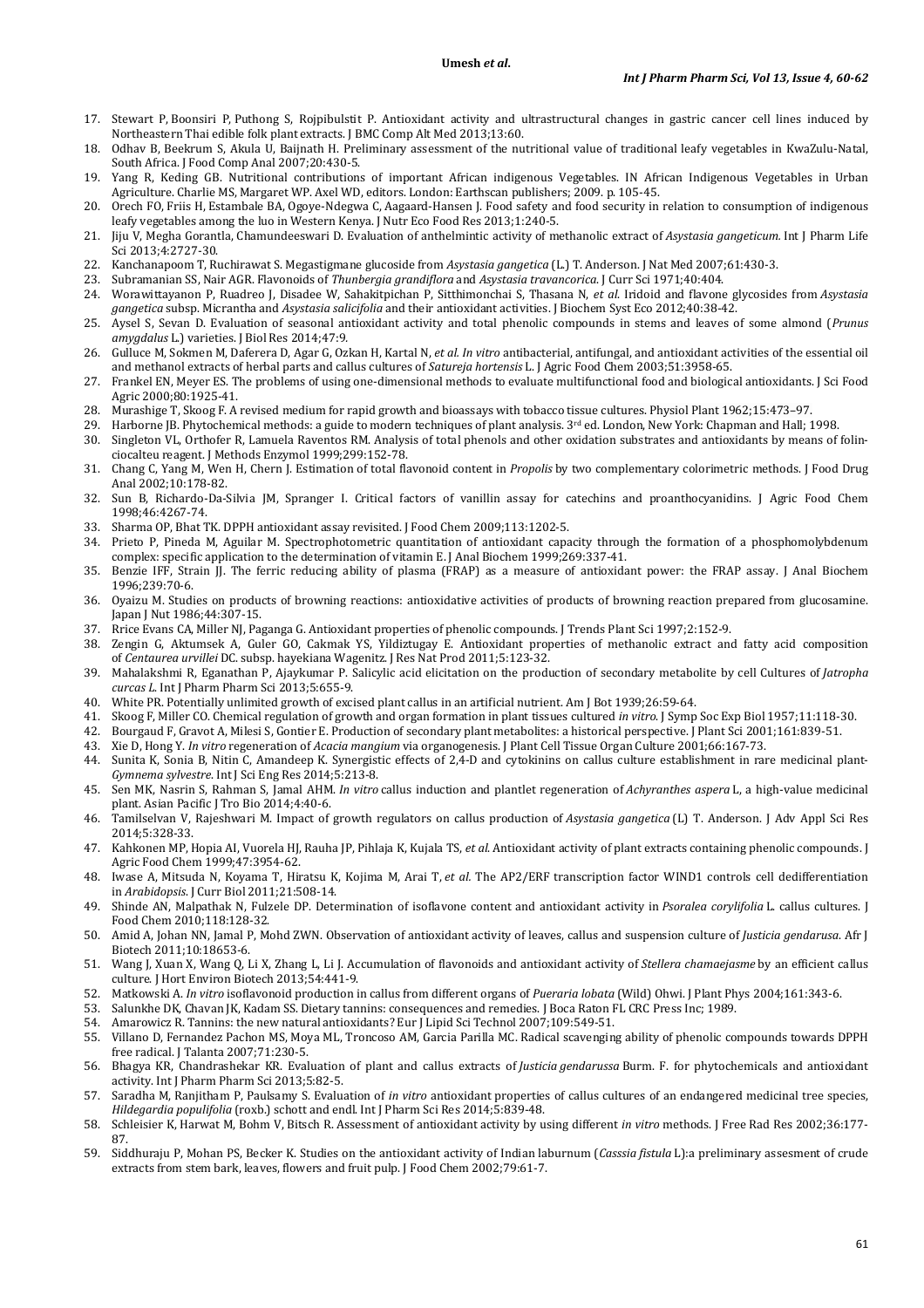17. Stewart P, Boonsiri P, Puthong S, Rojpibulstit P. Antioxidant activity and ultrastructural changes in gastric cancer cell lines induced by Northeastern Thai edible folk plant extracts. J BMC Comp Alt Med 2013;13:60.
18. Odhav B, Beekrum S, Akula U, Baijnath H. Preliminary assessment of the nutritional value of traditional leafy vegetables in KwaZulu-Natal, South Africa. J Food Comp Anal 2007;20:430-5.
19. Yang R, Keding GB. Nutritional contributions of important African indigenous Vegetables. IN African Indigenous Vegetables in Urban Agriculture. Charlie MS, Margaret WP. Axel WD, editors. London: Earthscan publishers; 2009. p. 105-45.
20. Orech FO, Friis H, Estambale BA, Ogoye-Ndegwa C, Aagaard-Hansen J. Food safety and food security in relation to consumption of indigenous leafy vegetables among the luo in Western Kenya. J Nutr Eco Food Res 2013;1:240-5.
21. Jiju V, Megha Gorantla, Chamundeeswari D. Evaluation of anthelmintic activity of methanolic extract of *Asystasia gangeticum*. Int J Pharm Life Sci 2013;4:2727-30.
22. Kanchanapoom T, Ruchirawat S. Megastigmane glucoside from *Asystasia gangetica* (L.) T. Anderson. J Nat Med 2007;61:430-3.
23. Subramanian SS, Nair AGR. Flavonoids of *Thunbergia grandiflora* and *Asystasia travancorica*. J Curr Sci 1971;40:404.
24. Worawittayanon P, Ruadreo J, Disadee W, Sahakitpichan P, Sitthimonchai S, Thasana N, *et al*. Iridoid and flavone glycosides from *Asystasia gangetica* subsp. Micrantha and *Asystasia salicifolia* and their antioxidant activities. J Biochem Syst Eco 2012;40:38-42.
25. Aysel S, Sevan D. Evaluation of seasonal antioxidant activity and total phenolic compounds in stems and leaves of some almond (*Prunus amygdalus* L.) varieties. J Biol Res 2014;47:9.
26. Gulluce M, Sokmen M, Daferera D, Agar G, Ozkan H, Kartal N, *et al*. *In vitro* antibacterial, antifungal, and antioxidant activities of the essential oil and methanol extracts of herbal parts and callus cultures of *Satureja hortensis* L. J Agric Food Chem 2003;51:3958-65.
27. Frankel EN, Meyer ES. The problems of using one-dimensional methods to evaluate multifunctional food and biological antioxidants. J Sci Food Agric 2000;80:1925-41.
28. Murashige T, Skoog F. A revised medium for rapid growth and bioassays with tobacco tissue cultures. Physiol Plant 1962;15:473–97.
29. Harborne JB. Phytochemical methods: a guide to modern techniques of plant analysis. 3rd ed. London, New York: Chapman and Hall; 1998.
30. Singleton VL, Orthofer R, Lamuela Raventos RM. Analysis of total phenols and other oxidation substrates and antioxidants by means of folin-ciocalteu reagent. J Methods Enzymol 1999;299:152-78.
31. Chang C, Yang M, Wen H, Chern J. Estimation of total flavonoid content in *Propolis* by two complementary colorimetric methods. J Food Drug Anal 2002;10:178-82.
32. Sun B, Richardo-Da-Silvia JM, Spranger I. Critical factors of vanillin assay for catechins and proanthocyanidins. J Agric Food Chem 1998;46:4267-74.
33. Sharma OP, Bhat TK. DPPH antioxidant assay revisited. J Food Chem 2009;113:1202-5.
34. Prieto P, Pineda M, Aguilar M. Spectrophotometric quantitation of antioxidant capacity through the formation of a phosphomolybdenum complex: specific application to the determination of vitamin E. J Anal Biochem 1999;269:337-41.
35. Benzie IFF, Strain JJ. The ferric reducing ability of plasma (FRAP) as a measure of antioxidant power: the FRAP assay. J Anal Biochem 1996;239:70-6.
36. Oyaizu M. Studies on products of browning reactions: antioxidative activities of products of browning reaction prepared from glucosamine. Japan J Nut 1986;44:307-15.
37. Rrice Evans CA, Miller NJ, Paganga G. Antioxidant properties of phenolic compounds. J Trends Plant Sci 1997;2:152-9.
38. Zengin G, Aktumsek A, Guler GO, Cakmak YS, Yildiztugay E. Antioxidant properties of methanolic extract and fatty acid composition of *Centaurea urvillei* DC. subsp. hayekiana Wagenitz. J Res Nat Prod 2011;5:123-32.
39. Mahalakshmi R, Eganathan P, Ajaykumar P. Salicylic acid elicitation on the production of secondary metabolite by cell Cultures of *Jatropha curcas L*. Int J Pharm Pharm Sci 2013;5:655-9.
40. White PR. Potentially unlimited growth of excised plant callus in an artificial nutrient. Am J Bot 1939;26:59-64.
41. Skoog F, Miller CO. Chemical regulation of growth and organ formation in plant tissues cultured *in vitro*. J Symp Soc Exp Biol 1957;11:118-30.
42. Bourgaud F, Gravot A, Milesi S, Gontier E. Production of secondary plant metabolites: a historical perspective. J Plant Sci 2001;161:839-51.
43. Xie D, Hong Y. *In vitro* regeneration of *Acacia mangium* via organogenesis. J Plant Cell Tissue Organ Culture 2001;66:167-73.
44. Sunita K, Sonia B, Nitin C, Amandeep K. Synergistic effects of 2,4-D and cytokinins on callus culture establishment in rare medicinal plant-*Gymnema sylvestre*. Int J Sci Eng Res 2014;5:213-8.
45. Sen MK, Nasrin S, Rahman S, Jamal AHM. *In vitro* callus induction and plantlet regeneration of *Achyranthes aspera* L, a high-value medicinal plant. Asian Pacific J Tro Bio 2014;4:40-6.
46. Tamilselvan V, Rajeshwari M. Impact of growth regulators on callus production of *Asystasia gangetica* (L) T. Anderson. J Adv Appl Sci Res 2014;5:328-33.
47. Kahkonen MP, Hopia AI, Vuorela HJ, Rauha JP, Pihlaja K, Kujala TS, *et al*. Antioxidant activity of plant extracts containing phenolic compounds. J Agric Food Chem 1999;47:3954-62.
48. Iwase A, Mitsuda N, Koyama T, Hiratsu K, Kojima M, Arai T, *et al*. The AP2/ERF transcription factor WIND1 controls cell dedifferentiation in *Arabidopsis*. J Curr Biol 2011;21:508-14.
49. Shinde AN, Malpathak N, Fulzele DP. Determination of isoflavone content and antioxidant activity in *Psoralea corylifolia* L. callus cultures. J Food Chem 2010;118:128-32.
50. Amid A, Johan NN, Jamal P, Mohd ZWN. Observation of antioxidant activity of leaves, callus and suspension culture of *Justicia gendarusa*. Afr J Biotech 2011;10:18653-6.
51. Wang J, Xuan X, Wang Q, Li X, Zhang L, Li J. Accumulation of flavonoids and antioxidant activity of *Stellera chamaejasme* by an efficient callus culture. J Hort Environ Biotech 2013;54:441-9.
52. Matkowski A. *In vitro* isoflavonoid production in callus from different organs of *Pueraria lobata* (Wild) Ohwi. J Plant Phys 2004;161:343-6.
53. Salunkhe DK, Chavan JK, Kadam SS. Dietary tannins: consequences and remedies. J Boca Raton FL CRC Press Inc; 1989.
54. Amarowicz R. Tannins: the new natural antioxidants? Eur J Lipid Sci Technol 2007;109:549-51.
55. Villano D, Fernandez Pachon MS, Moya ML, Troncoso AM, Garcia Parilla MC. Radical scavenging ability of phenolic compounds towards DPPH free radical. J Talanta 2007;71:230-5.
56. Bhagya KR, Chandrashekar KR. Evaluation of plant and callus extracts of *Justicia gendarussa* Burm. F. for phytochemicals and antioxidant activity. Int J Pharm Pharm Sci 2013;5:82-5.
57. Saradha M, Ranjitham P, Paulsamy S. Evaluation of *in vitro* antioxidant properties of callus cultures of an endangered medicinal tree species, *Hildegardia populifolia* (roxb.) schott and endl. Int J Pharm Sci Res 2014;5:839-48.
58. Schleisier K, Harwat M, Bohm V, Bitsch R. Assessment of antioxidant activity by using different *in vitro* methods. J Free Rad Res 2002;36:177-87.
59. Siddhuraju P, Mohan PS, Becker K. Studies on the antioxidant activity of Indian laburnum (*Casssia fistula* L):a preliminary assesment of crude extracts from stem bark, leaves, flowers and fruit pulp. J Food Chem 2002;79:61-7.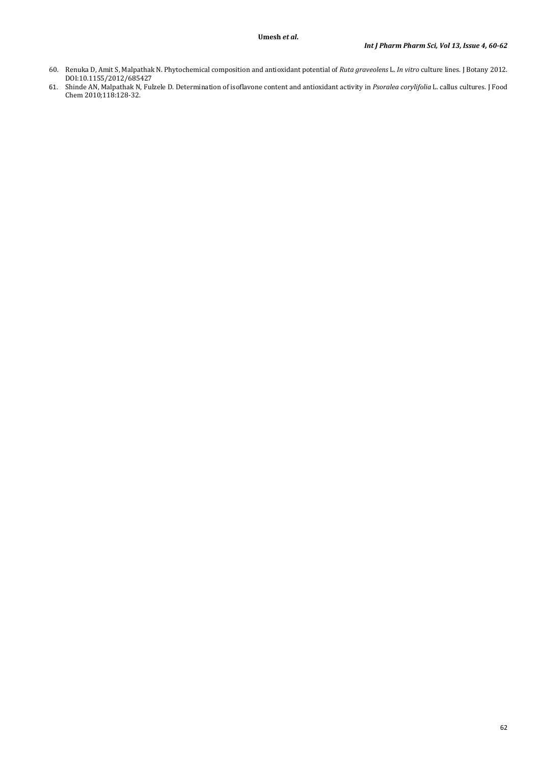60. Renuka D, Amit S, Malpathak N. Phytochemical composition and antioxidant potential of *Ruta graveolens* L. *In vitro* culture lines. J Botany 2012. DOI:10.1155/2012/685427
61. Shinde AN, Malpathak N, Fulzele D. Determination of isoflavone content and antioxidant activity in *Psoralea corylifolia* L. callus cultures. J Food Chem 2010;118:128-32.